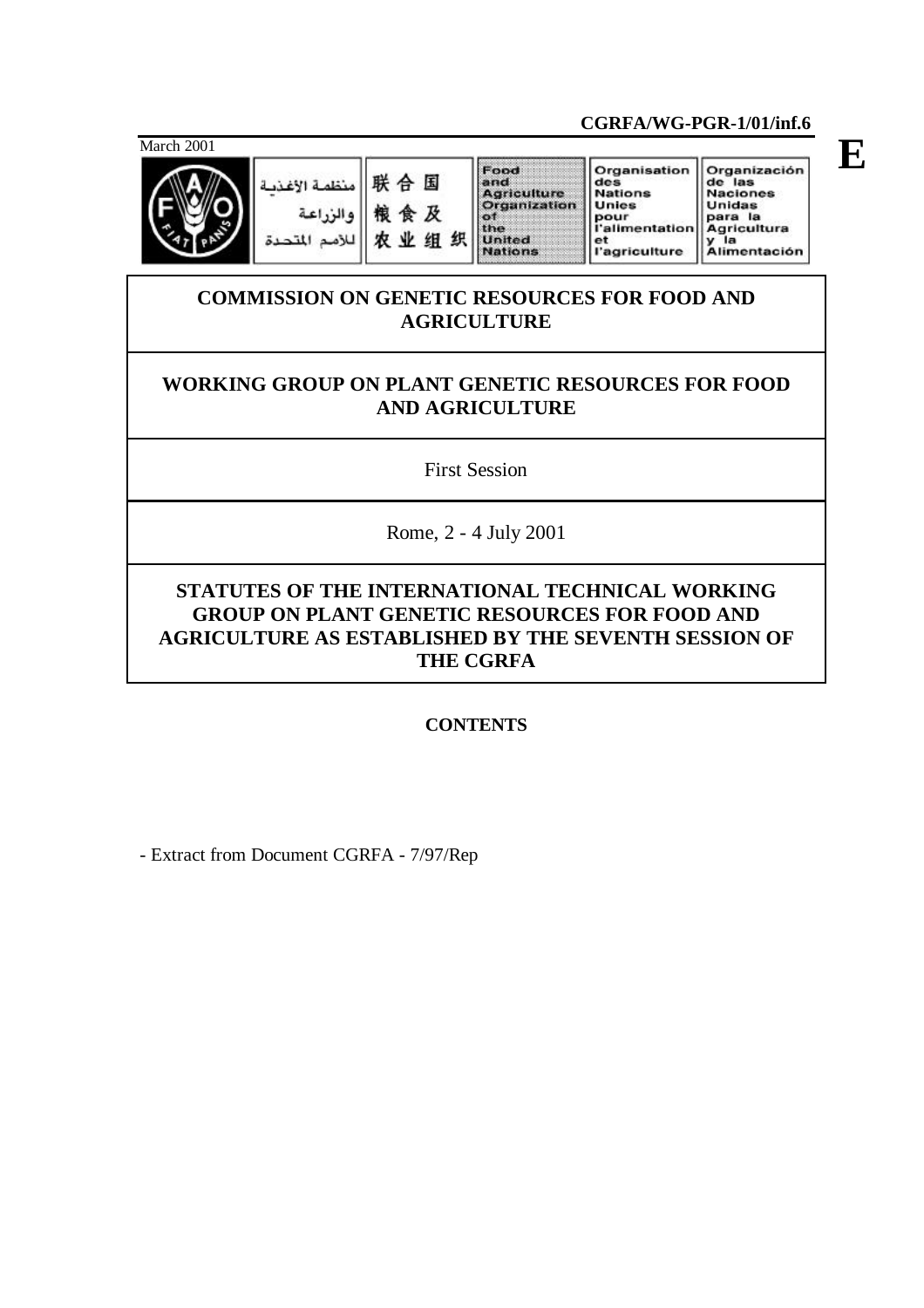**CGRFA/WG-PGR-1/01/inf.6**

March 2001

**E**

منظمة الأغذية والزراعة للأمم المتحدة | 联合国粮食及农业组织 | Food and Agriculture Organization of the United Nations | Organisation des Nations Unies pour l'alimentation et l'agriculture | Organización de las Naciones Unidas para la Agricultura y la Alimentación

# COMMISSION ON GENETIC RESOURCES FOR FOOD AND AGRICULTURE

## WORKING GROUP ON PLANT GENETIC RESOURCES FOR FOOD AND AGRICULTURE

First Session

Rome, 2 - 4 July 2001

## STATUTES OF THE INTERNATIONAL TECHNICAL WORKING GROUP ON PLANT GENETIC RESOURCES FOR FOOD AND AGRICULTURE AS ESTABLISHED BY THE SEVENTH SESSION OF THE CGRFA

**CONTENTS**

- Extract from Document CGRFA - 7/97/Rep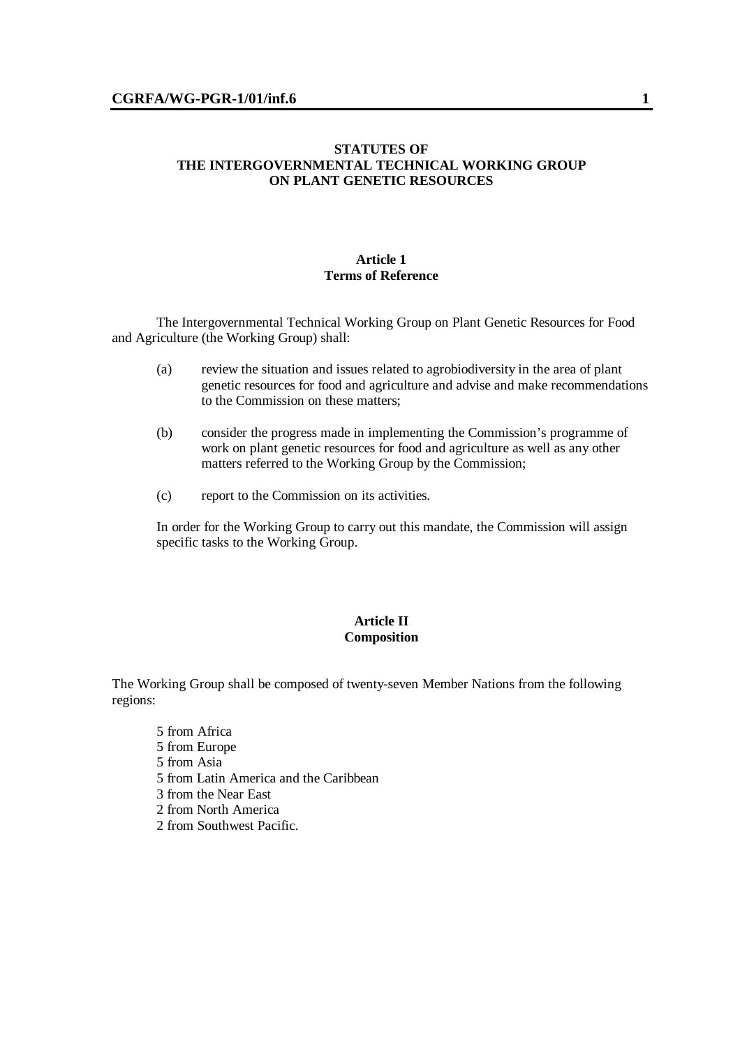# STATUTES OF THE INTERGOVERNMENTAL TECHNICAL WORKING GROUP ON PLANT GENETIC RESOURCES

## Article 1
## Terms of Reference

The Intergovernmental Technical Working Group on Plant Genetic Resources for Food and Agriculture (the Working Group) shall:

(a) review the situation and issues related to agrobiodiversity in the area of plant genetic resources for food and agriculture and advise and make recommendations to the Commission on these matters;

(b) consider the progress made in implementing the Commission's programme of work on plant genetic resources for food and agriculture as well as any other matters referred to the Working Group by the Commission;

(c) report to the Commission on its activities.

In order for the Working Group to carry out this mandate, the Commission will assign specific tasks to the Working Group.

## Article II
## Composition

The Working Group shall be composed of twenty-seven Member Nations from the following regions:

5 from Africa
5 from Europe
5 from Asia
5 from Latin America and the Caribbean
3 from the Near East
2 from North America
2 from Southwest Pacific.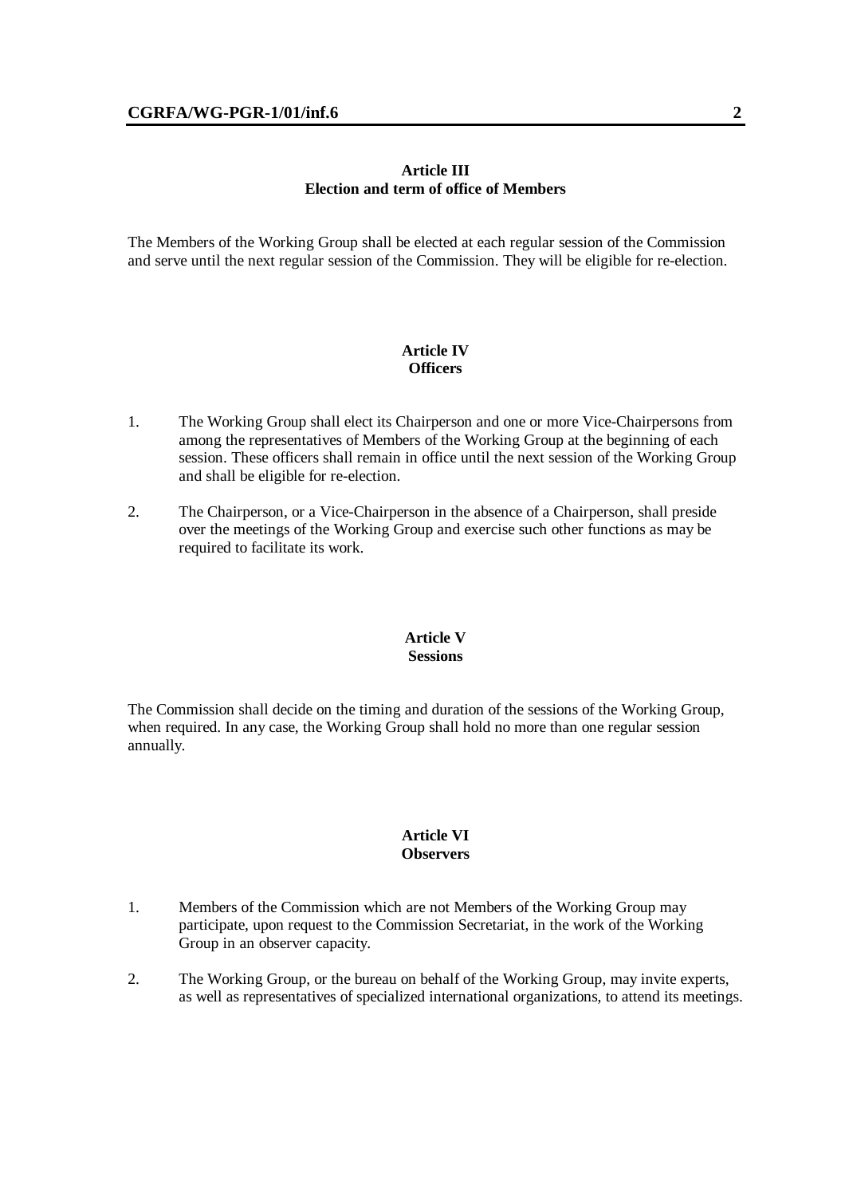## Article III
## Election and term of office of Members

The Members of the Working Group shall be elected at each regular session of the Commission and serve until the next regular session of the Commission. They will be eligible for re-election.

## Article IV
## Officers

1. The Working Group shall elect its Chairperson and one or more Vice-Chairpersons from among the representatives of Members of the Working Group at the beginning of each session. These officers shall remain in office until the next session of the Working Group and shall be eligible for re-election.

2. The Chairperson, or a Vice-Chairperson in the absence of a Chairperson, shall preside over the meetings of the Working Group and exercise such other functions as may be required to facilitate its work.

## Article V
## Sessions

The Commission shall decide on the timing and duration of the sessions of the Working Group, when required. In any case, the Working Group shall hold no more than one regular session annually.

## Article VI
## Observers

1. Members of the Commission which are not Members of the Working Group may participate, upon request to the Commission Secretariat, in the work of the Working Group in an observer capacity.

2. The Working Group, or the bureau on behalf of the Working Group, may invite experts, as well as representatives of specialized international organizations, to attend its meetings.